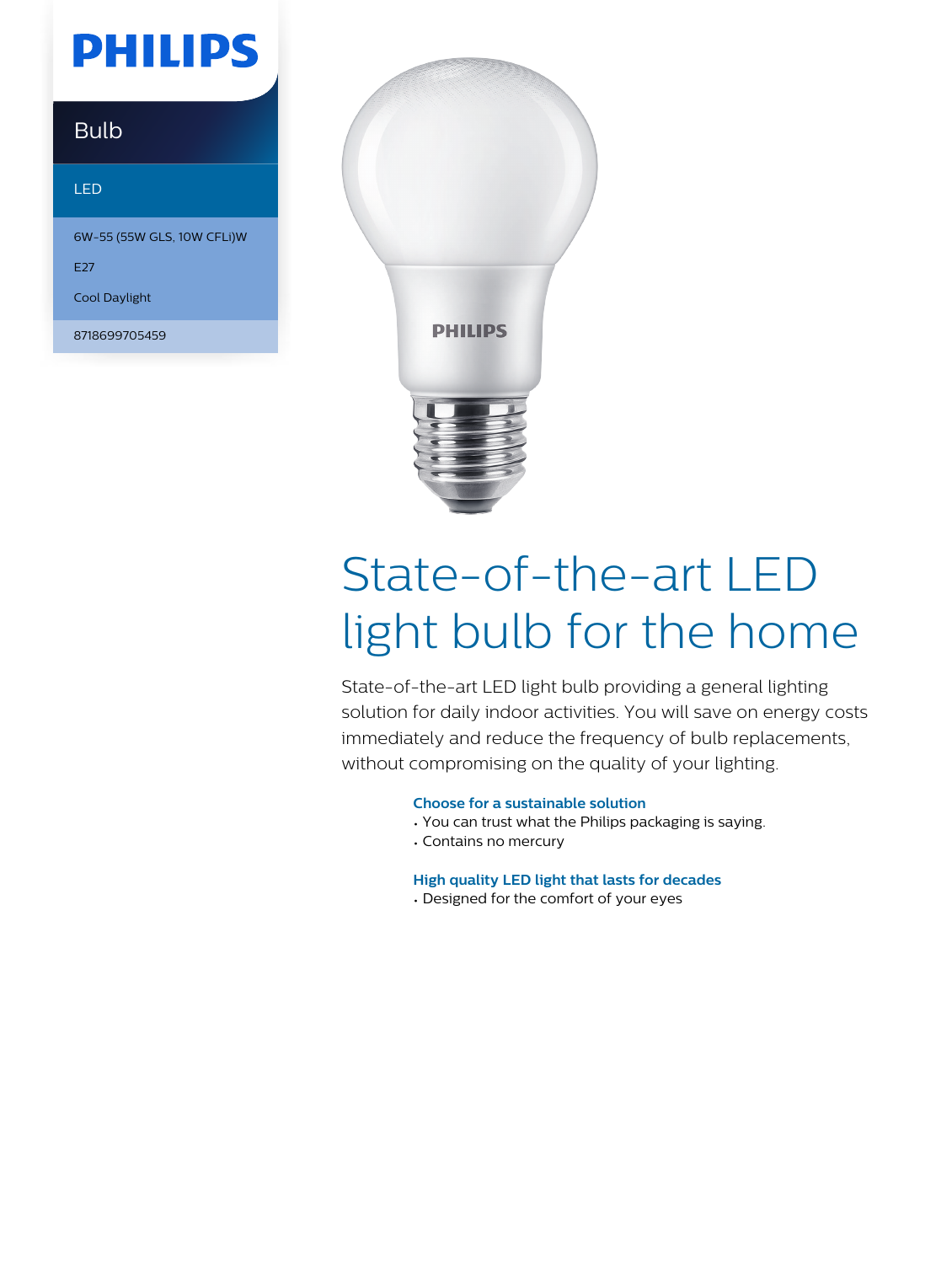# PHILIPS

## Bulb

LED

6W-55 (55W GLS, 10W CFLi)W

E27

Cool Daylight

8718699705459

# State-of-the-art LED light bulb for the home

State-of-the-art LED light bulb providing a general lighting solution for daily indoor activities. You will save on energy costs immediately and reduce the frequency of bulb replacements, without compromising on the quality of your lighting.

### Choose for a sustainable solution

- You can trust what the Philips packaging is saying.
- Contains no mercury

### High quality LED light that lasts for decades

- Designed for the comfort of your eyes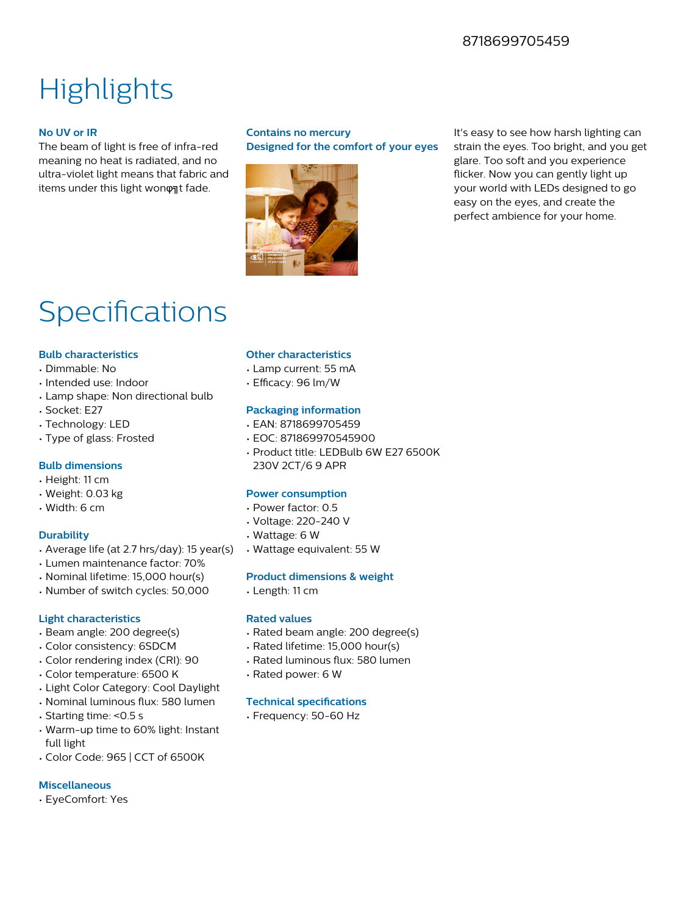8718699705459

# Highlights

### No UV or IR

The beam of light is free of infra-red meaning no heat is radiated, and no ultra-violet light means that fabric and items under this light wonφ╗t fade.

### Contains no mercury

### Designed for the comfort of your eyes

It's easy to see how harsh lighting can strain the eyes. Too bright, and you get glare. Too soft and you experience flicker. Now you can gently light up your world with LEDs designed to go easy on the eyes, and create the perfect ambience for your home.

# Specifications

### Bulb characteristics

- Dimmable: No
- Intended use: Indoor
- Lamp shape: Non directional bulb
- Socket: E27
- Technology: LED
- Type of glass: Frosted

### Bulb dimensions

- Height: 11 cm
- Weight: 0.03 kg
- Width: 6 cm

### Durability

- Average life (at 2.7 hrs/day): 15 year(s)
- Lumen maintenance factor: 70%
- Nominal lifetime: 15,000 hour(s)
- Number of switch cycles: 50,000

### Light characteristics

- Beam angle: 200 degree(s)
- Color consistency: 6SDCM
- Color rendering index (CRI): 90
- Color temperature: 6500 K
- Light Color Category: Cool Daylight
- Nominal luminous flux: 580 lumen
- Starting time: <0.5 s
- Warm-up time to 60% light: Instant full light
- Color Code: 965 | CCT of 6500K

### Miscellaneous

- EyeComfort: Yes

### Other characteristics

- Lamp current: 55 mA
- Efficacy: 96 lm/W

### Packaging information

- EAN: 8718699705459
- EOC: 871869970545900
- Product title: LEDBulb 6W E27 6500K 230V 2CT/6 9 APR

### Power consumption

- Power factor: 0.5
- Voltage: 220-240 V
- Wattage: 6 W
- Wattage equivalent: 55 W

### Product dimensions & weight

- Length: 11 cm

### Rated values

- Rated beam angle: 200 degree(s)
- Rated lifetime: 15,000 hour(s)
- Rated luminous flux: 580 lumen
- Rated power: 6 W

### Technical specifications

- Frequency: 50-60 Hz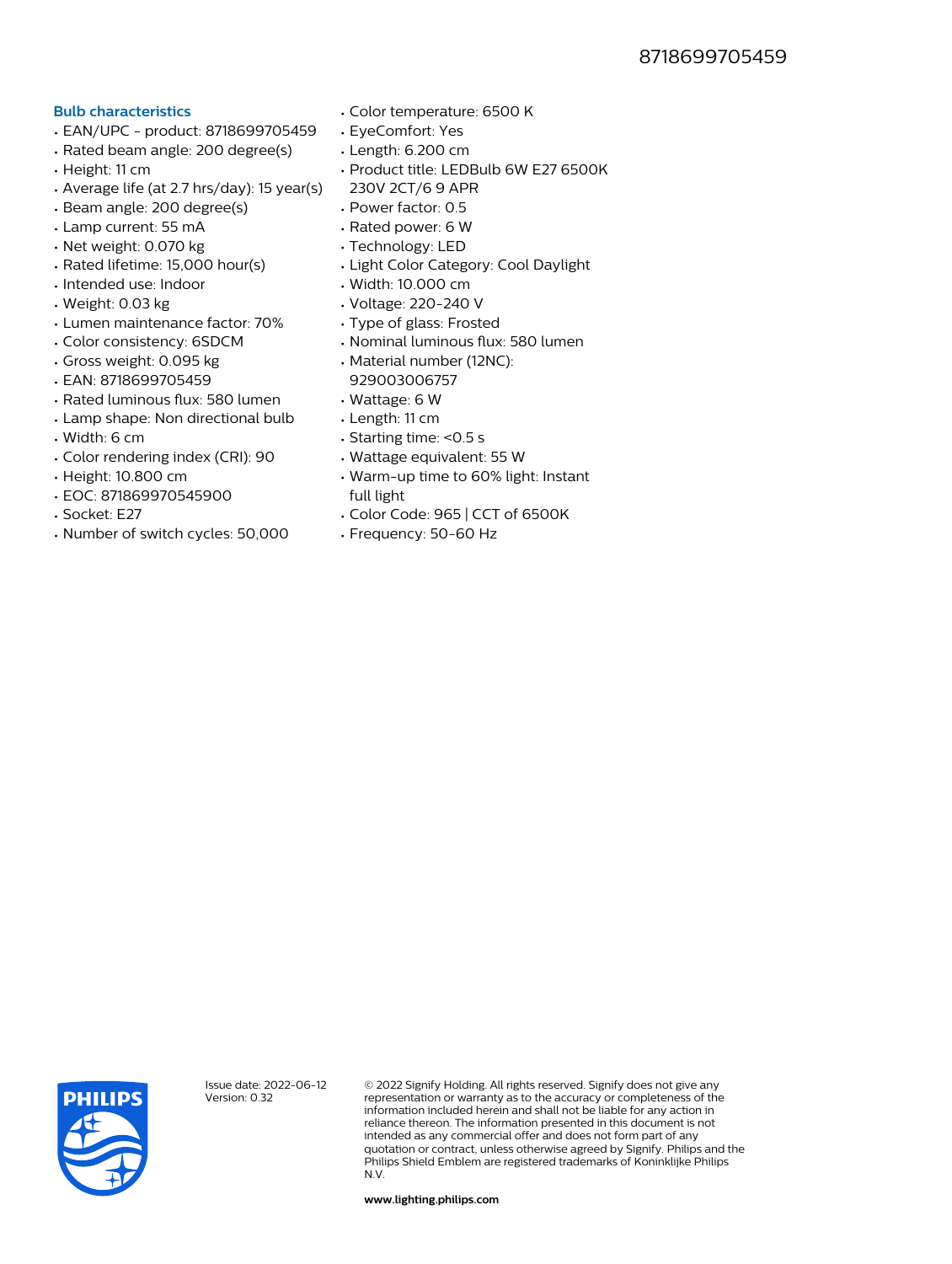## Bulb characteristics

- EAN/UPC - product: 8718699705459
- Rated beam angle: 200 degree(s)
- Height: 11 cm
- Average life (at 2.7 hrs/day): 15 year(s)
- Beam angle: 200 degree(s)
- Lamp current: 55 mA
- Net weight: 0.070 kg
- Rated lifetime: 15,000 hour(s)
- Intended use: Indoor
- Weight: 0.03 kg
- Lumen maintenance factor: 70%
- Color consistency: 6SDCM
- Gross weight: 0.095 kg
- EAN: 8718699705459
- Rated luminous flux: 580 lumen
- Lamp shape: Non directional bulb
- Width: 6 cm
- Color rendering index (CRI): 90
- Height: 10.800 cm
- EOC: 871869970545900
- Socket: E27
- Number of switch cycles: 50,000
- Color temperature: 6500 K
- EyeComfort: Yes
- Length: 6.200 cm
- Product title: LEDBulb 6W E27 6500K 230V 2CT/6 9 APR
- Power factor: 0.5
- Rated power: 6 W
- Technology: LED
- Light Color Category: Cool Daylight
- Width: 10.000 cm
- Voltage: 220-240 V
- Type of glass: Frosted
- Nominal luminous flux: 580 lumen
- Material number (12NC): 929003006757
- Wattage: 6 W
- Length: 11 cm
- Starting time: <0.5 s
- Wattage equivalent: 55 W
- Warm-up time to 60% light: Instant full light
- Color Code: 965 | CCT of 6500K
- Frequency: 50-60 Hz

Issue date: 2022-06-12
Version: 0.32

© 2022 Signify Holding. All rights reserved. Signify does not give any representation or warranty as to the accuracy or completeness of the information included herein and shall not be liable for any action in reliance thereon. The information presented in this document is not intended as any commercial offer and does not form part of any quotation or contract, unless otherwise agreed by Signify. Philips and the Philips Shield Emblem are registered trademarks of Koninklijke Philips N.V.

**www.lighting.philips.com**